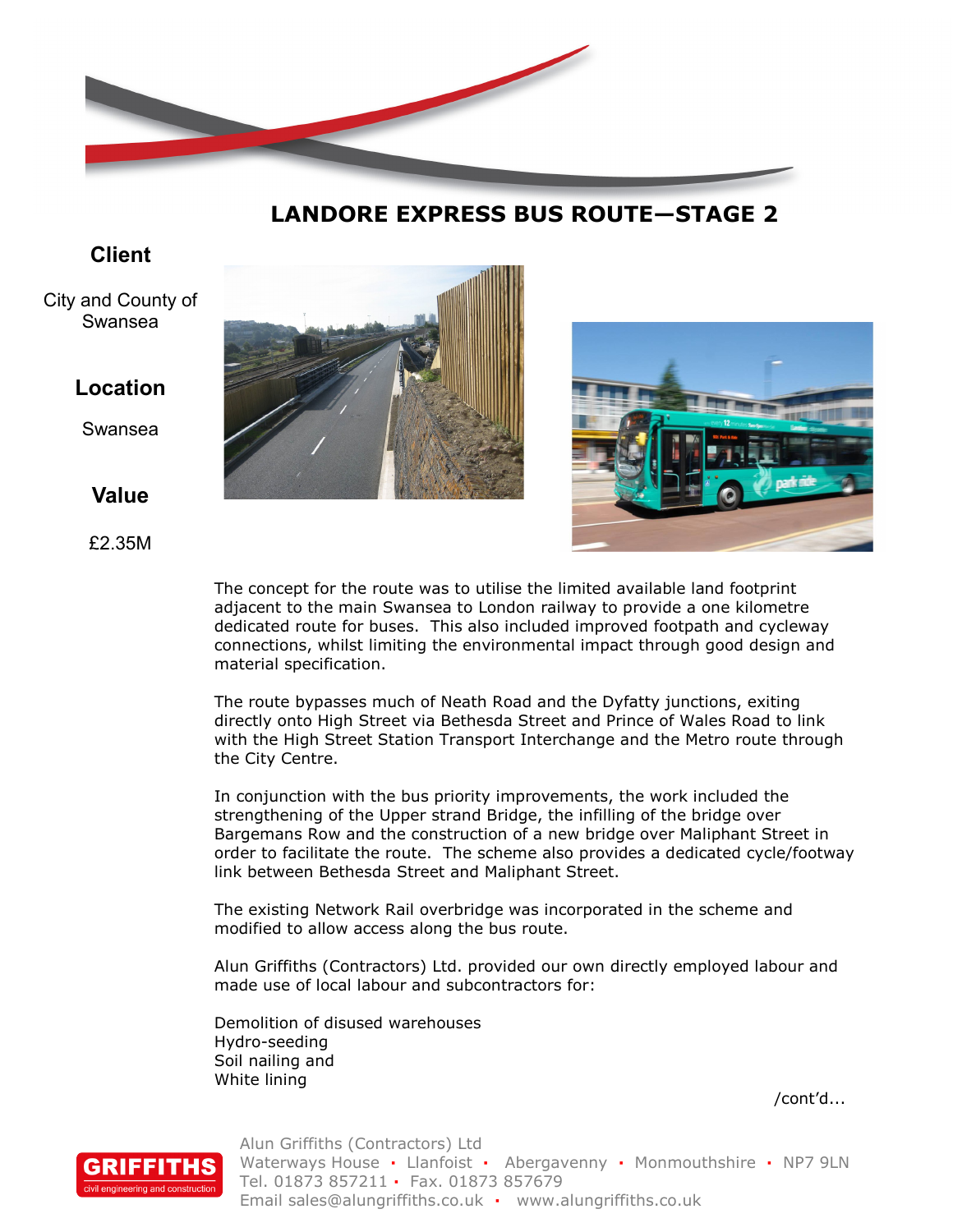# LANDORE EXPRESS BUS ROUTE—STAGE 2

**Client**

City and County of Swansea

**Location**

Swansea

**Value**

£2.35M

The concept for the route was to utilise the limited available land footprint adjacent to the main Swansea to London railway to provide a one kilometre dedicated route for buses. This also included improved footpath and cycleway connections, whilst limiting the environmental impact through good design and material specification.

The route bypasses much of Neath Road and the Dyfatty junctions, exiting directly onto High Street via Bethesda Street and Prince of Wales Road to link with the High Street Station Transport Interchange and the Metro route through the City Centre.

In conjunction with the bus priority improvements, the work included the strengthening of the Upper strand Bridge, the infilling of the bridge over Bargemans Row and the construction of a new bridge over Maliphant Street in order to facilitate the route. The scheme also provides a dedicated cycle/footway link between Bethesda Street and Maliphant Street.

The existing Network Rail overbridge was incorporated in the scheme and modified to allow access along the bus route.

Alun Griffiths (Contractors) Ltd. provided our own directly employed labour and made use of local labour and subcontractors for:

Demolition of disused warehouses
Hydro-seeding
Soil nailing and
White lining

/cont'd...

Alun Griffiths (Contractors) Ltd
Waterways House · Llanfoist · Abergavenny · Monmouthshire · NP7 9LN
Tel. 01873 857211 · Fax. 01873 857679
Email sales@alungriffiths.co.uk · www.alungriffiths.co.uk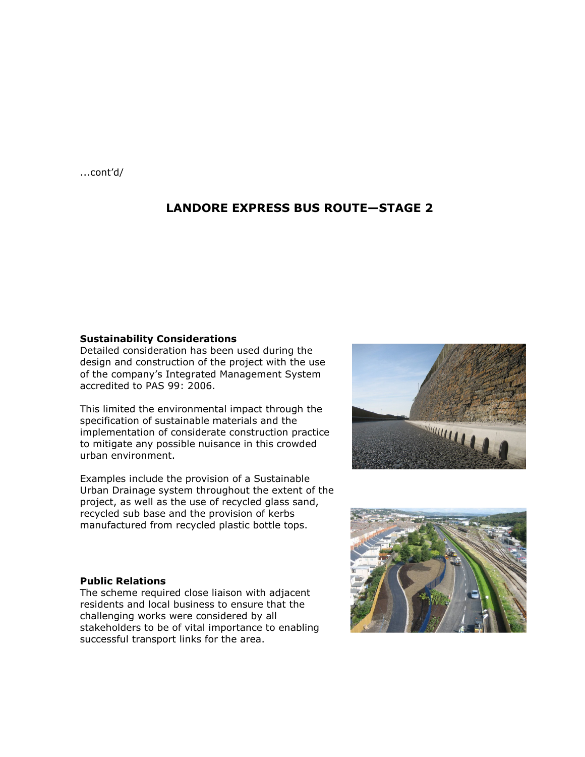...cont'd/

## LANDORE EXPRESS BUS ROUTE—STAGE 2

### Sustainability Considerations

Detailed consideration has been used during the design and construction of the project with the use of the company's Integrated Management System accredited to PAS 99: 2006.

This limited the environmental impact through the specification of sustainable materials and the implementation of considerate construction practice to mitigate any possible nuisance in this crowded urban environment.

Examples include the provision of a Sustainable Urban Drainage system throughout the extent of the project, as well as the use of recycled glass sand, recycled sub base and the provision of kerbs manufactured from recycled plastic bottle tops.

### Public Relations

The scheme required close liaison with adjacent residents and local business to ensure that the challenging works were considered by all stakeholders to be of vital importance to enabling successful transport links for the area.